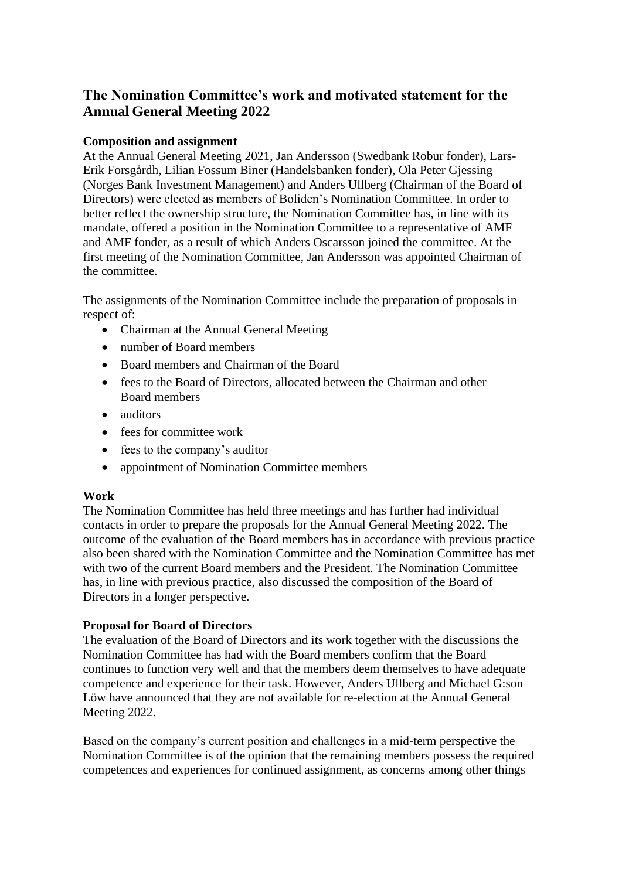# The Nomination Committee's work and motivated statement for the Annual General Meeting 2022

**Composition and assignment**

At the Annual General Meeting 2021, Jan Andersson (Swedbank Robur fonder), Lars-Erik Forsgårdh, Lilian Fossum Biner (Handelsbanken fonder), Ola Peter Gjessing (Norges Bank Investment Management) and Anders Ullberg (Chairman of the Board of Directors) were elected as members of Boliden's Nomination Committee. In order to better reflect the ownership structure, the Nomination Committee has, in line with its mandate, offered a position in the Nomination Committee to a representative of AMF and AMF fonder, as a result of which Anders Oscarsson joined the committee. At the first meeting of the Nomination Committee, Jan Andersson was appointed Chairman of the committee.

The assignments of the Nomination Committee include the preparation of proposals in respect of:

- Chairman at the Annual General Meeting
- number of Board members
- Board members and Chairman of the Board
- fees to the Board of Directors, allocated between the Chairman and other Board members
- auditors
- fees for committee work
- fees to the company's auditor
- appointment of Nomination Committee members

**Work**

The Nomination Committee has held three meetings and has further had individual contacts in order to prepare the proposals for the Annual General Meeting 2022. The outcome of the evaluation of the Board members has in accordance with previous practice also been shared with the Nomination Committee and the Nomination Committee has met with two of the current Board members and the President. The Nomination Committee has, in line with previous practice, also discussed the composition of the Board of Directors in a longer perspective.

**Proposal for Board of Directors**

The evaluation of the Board of Directors and its work together with the discussions the Nomination Committee has had with the Board members confirm that the Board continues to function very well and that the members deem themselves to have adequate competence and experience for their task. However, Anders Ullberg and Michael G:son Löw have announced that they are not available for re-election at the Annual General Meeting 2022.

Based on the company's current position and challenges in a mid-term perspective the Nomination Committee is of the opinion that the remaining members possess the required competences and experiences for continued assignment, as concerns among other things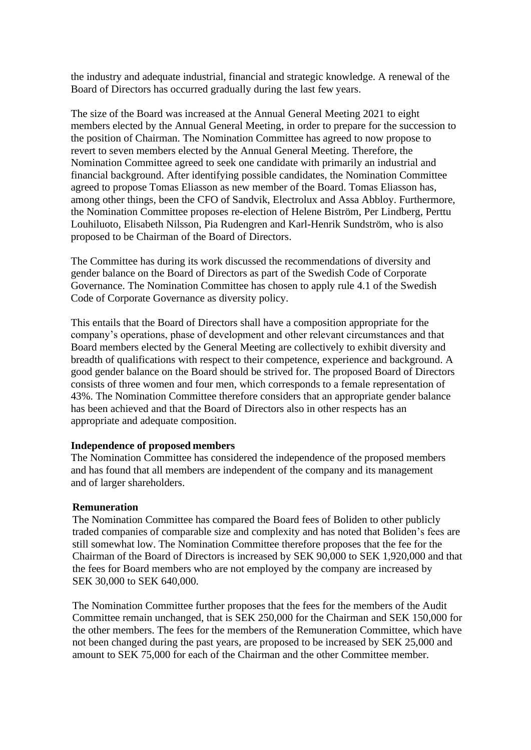the industry and adequate industrial, financial and strategic knowledge. A renewal of the Board of Directors has occurred gradually during the last few years.

The size of the Board was increased at the Annual General Meeting 2021 to eight members elected by the Annual General Meeting, in order to prepare for the succession to the position of Chairman. The Nomination Committee has agreed to now propose to revert to seven members elected by the Annual General Meeting. Therefore, the Nomination Committee agreed to seek one candidate with primarily an industrial and financial background. After identifying possible candidates, the Nomination Committee agreed to propose Tomas Eliasson as new member of the Board. Tomas Eliasson has, among other things, been the CFO of Sandvik, Electrolux and Assa Abbloy. Furthermore, the Nomination Committee proposes re-election of Helene Biström, Per Lindberg, Perttu Louhiluoto, Elisabeth Nilsson, Pia Rudengren and Karl-Henrik Sundström, who is also proposed to be Chairman of the Board of Directors.

The Committee has during its work discussed the recommendations of diversity and gender balance on the Board of Directors as part of the Swedish Code of Corporate Governance. The Nomination Committee has chosen to apply rule 4.1 of the Swedish Code of Corporate Governance as diversity policy.

This entails that the Board of Directors shall have a composition appropriate for the company's operations, phase of development and other relevant circumstances and that Board members elected by the General Meeting are collectively to exhibit diversity and breadth of qualifications with respect to their competence, experience and background. A good gender balance on the Board should be strived for. The proposed Board of Directors consists of three women and four men, which corresponds to a female representation of 43%. The Nomination Committee therefore considers that an appropriate gender balance has been achieved and that the Board of Directors also in other respects has an appropriate and adequate composition.

**Independence of proposed members**

The Nomination Committee has considered the independence of the proposed members and has found that all members are independent of the company and its management and of larger shareholders.

**Remuneration**

The Nomination Committee has compared the Board fees of Boliden to other publicly traded companies of comparable size and complexity and has noted that Boliden's fees are still somewhat low. The Nomination Committee therefore proposes that the fee for the Chairman of the Board of Directors is increased by SEK 90,000 to SEK 1,920,000 and that the fees for Board members who are not employed by the company are increased by SEK 30,000 to SEK 640,000.

The Nomination Committee further proposes that the fees for the members of the Audit Committee remain unchanged, that is SEK 250,000 for the Chairman and SEK 150,000 for the other members. The fees for the members of the Remuneration Committee, which have not been changed during the past years, are proposed to be increased by SEK 25,000 and amount to SEK 75,000 for each of the Chairman and the other Committee member.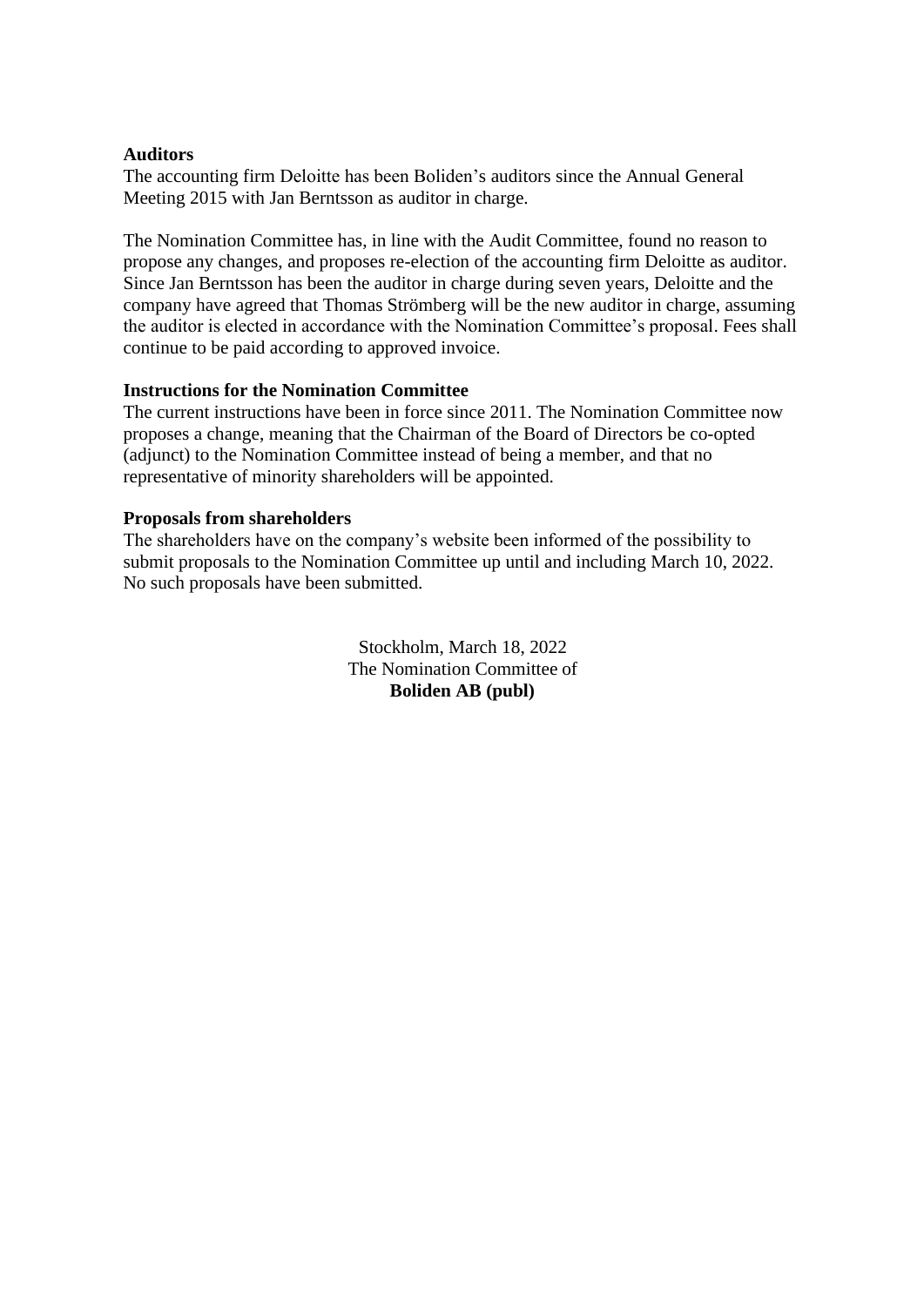**Auditors**

The accounting firm Deloitte has been Boliden's auditors since the Annual General Meeting 2015 with Jan Berntsson as auditor in charge.

The Nomination Committee has, in line with the Audit Committee, found no reason to propose any changes, and proposes re-election of the accounting firm Deloitte as auditor. Since Jan Berntsson has been the auditor in charge during seven years, Deloitte and the company have agreed that Thomas Strömberg will be the new auditor in charge, assuming the auditor is elected in accordance with the Nomination Committee's proposal. Fees shall continue to be paid according to approved invoice.

**Instructions for the Nomination Committee**

The current instructions have been in force since 2011. The Nomination Committee now proposes a change, meaning that the Chairman of the Board of Directors be co-opted (adjunct) to the Nomination Committee instead of being a member, and that no representative of minority shareholders will be appointed.

**Proposals from shareholders**

The shareholders have on the company's website been informed of the possibility to submit proposals to the Nomination Committee up until and including March 10, 2022. No such proposals have been submitted.

Stockholm, March 18, 2022
The Nomination Committee of
**Boliden AB (publ)**